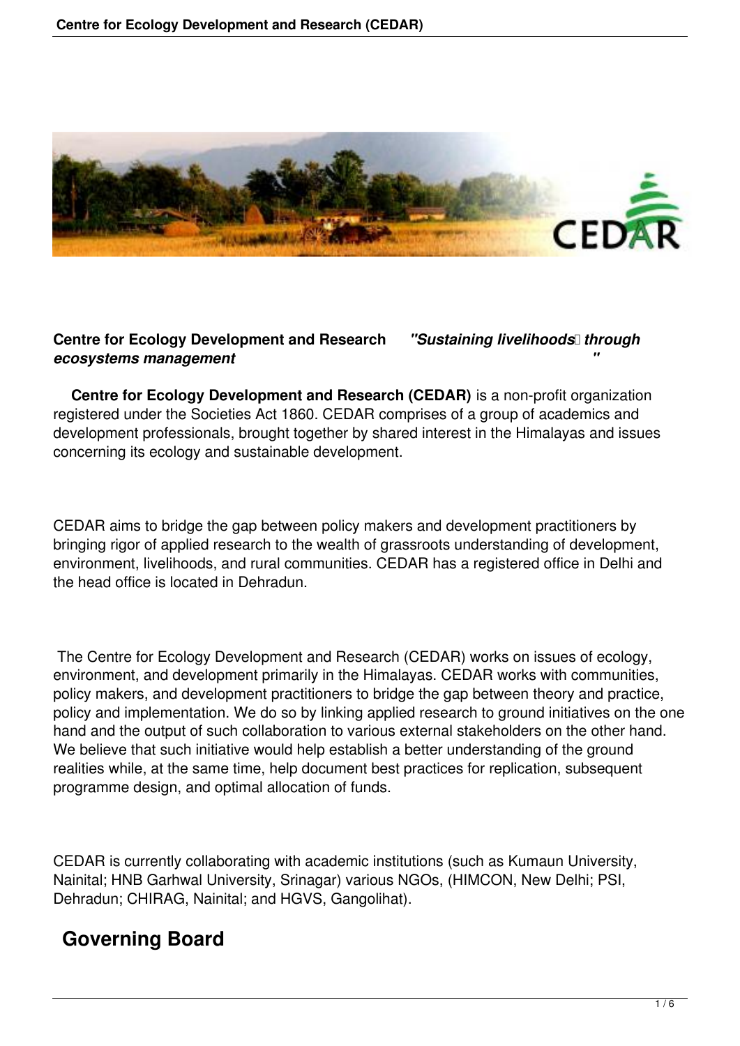**Centre for Ecology Development and Research** ***"Sustaining livelihoods through ecosystems management"***

**Centre for Ecology Development and Research (CEDAR)** is a non-profit organization registered under the Societies Act 1860. CEDAR comprises of a group of academics and development professionals, brought together by shared interest in the Himalayas and issues concerning its ecology and sustainable development.

CEDAR aims to bridge the gap between policy makers and development practitioners by bringing rigor of applied research to the wealth of grassroots understanding of development, environment, livelihoods, and rural communities. CEDAR has a registered office in Delhi and the head office is located in Dehradun.

The Centre for Ecology Development and Research (CEDAR) works on issues of ecology, environment, and development primarily in the Himalayas. CEDAR works with communities, policy makers, and development practitioners to bridge the gap between theory and practice, policy and implementation. We do so by linking applied research to ground initiatives on the one hand and the output of such collaboration to various external stakeholders on the other hand. We believe that such initiative would help establish a better understanding of the ground realities while, at the same time, help document best practices for replication, subsequent programme design, and optimal allocation of funds.

CEDAR is currently collaborating with academic institutions (such as Kumaun University, Nainital; HNB Garhwal University, Srinagar) various NGOs, (HIMCON, New Delhi; PSI, Dehradun; CHIRAG, Nainital; and HGVS, Gangolihat).

## Governing Board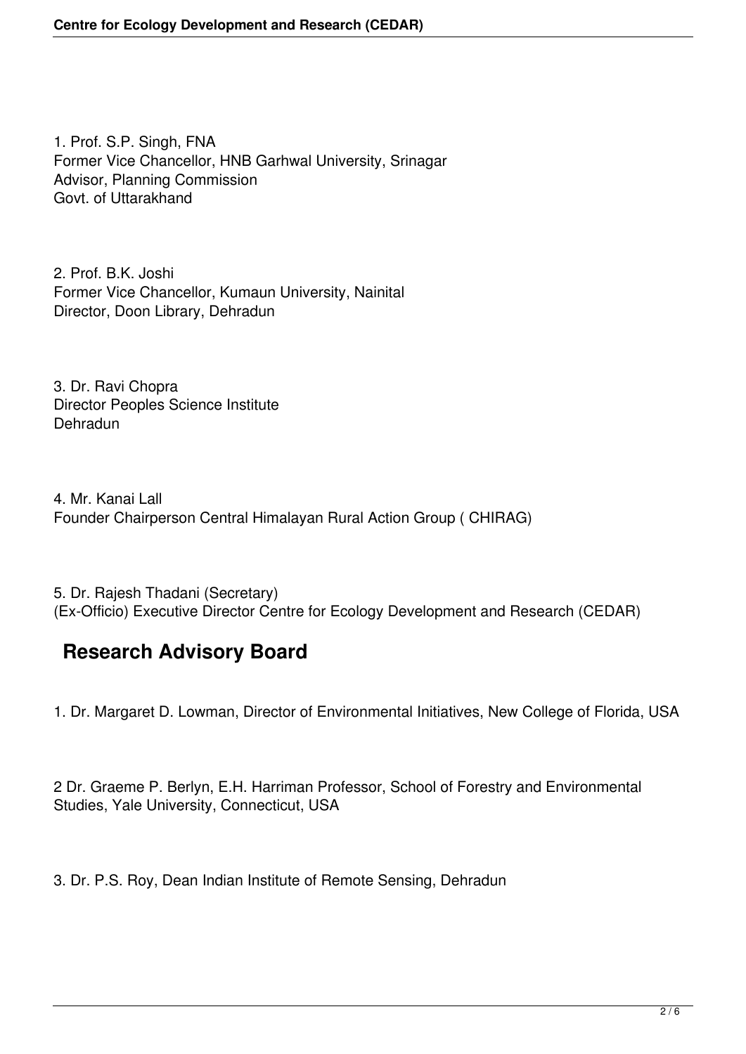1. Prof. S.P. Singh, FNA
Former Vice Chancellor, HNB Garhwal University, Srinagar
Advisor, Planning Commission
Govt. of Uttarakhand

2. Prof. B.K. Joshi
Former Vice Chancellor, Kumaun University, Nainital
Director, Doon Library, Dehradun

3. Dr. Ravi Chopra
Director Peoples Science Institute
Dehradun

4. Mr. Kanai Lall
Founder Chairperson Central Himalayan Rural Action Group ( CHIRAG)

5. Dr. Rajesh Thadani (Secretary)
(Ex-Officio) Executive Director Centre for Ecology Development and Research (CEDAR)

## Research Advisory Board

1. Dr. Margaret D. Lowman, Director of Environmental Initiatives, New College of Florida, USA

2 Dr. Graeme P. Berlyn, E.H. Harriman Professor, School of Forestry and Environmental Studies, Yale University, Connecticut, USA

3. Dr. P.S. Roy, Dean Indian Institute of Remote Sensing, Dehradun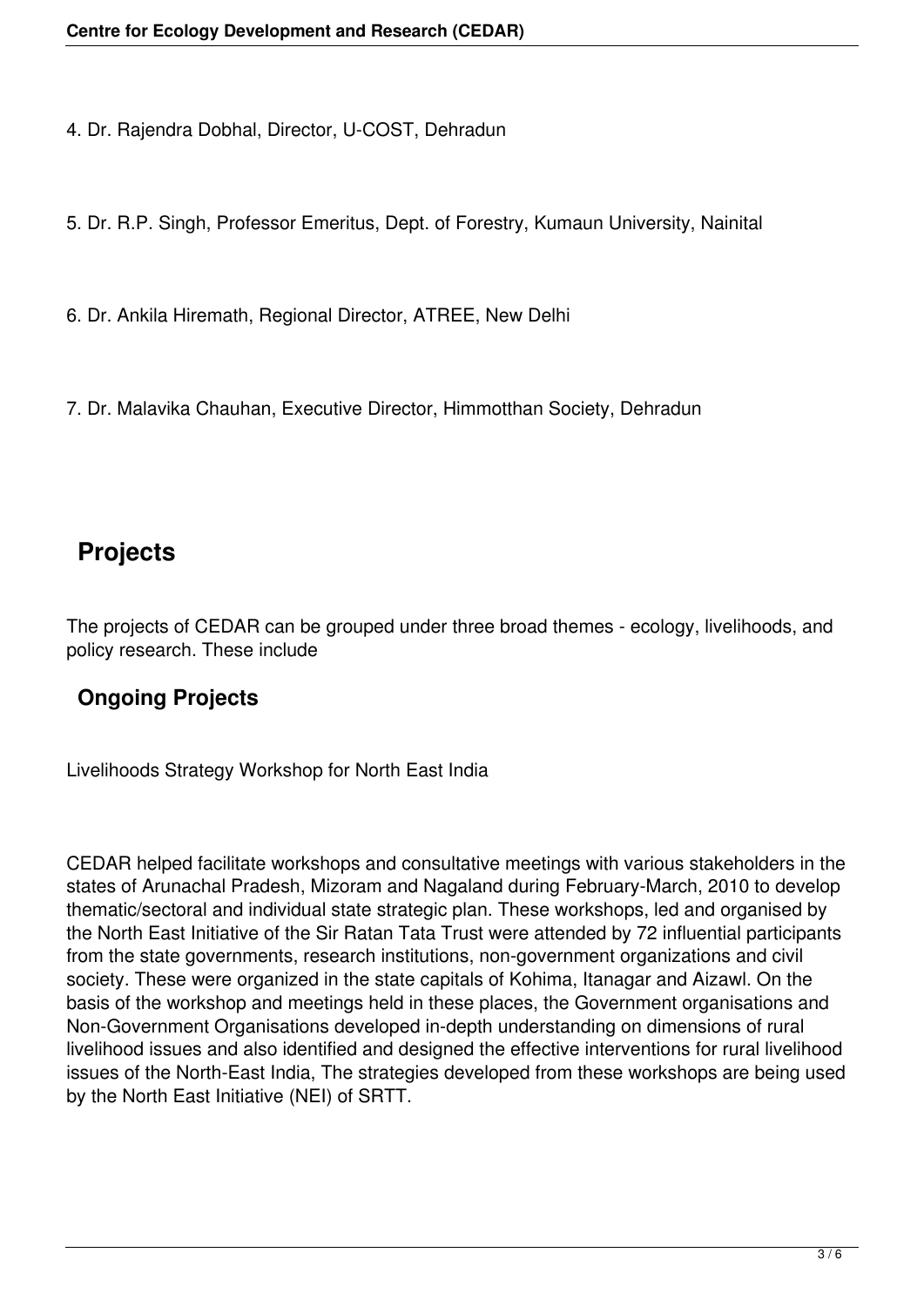4. Dr. Rajendra Dobhal, Director, U-COST, Dehradun

5. Dr. R.P. Singh, Professor Emeritus, Dept. of Forestry, Kumaun University, Nainital

6. Dr. Ankila Hiremath, Regional Director, ATREE, New Delhi

7. Dr. Malavika Chauhan, Executive Director, Himmotthan Society, Dehradun

## Projects

The projects of CEDAR can be grouped under three broad themes - ecology, livelihoods, and policy research. These include

### Ongoing Projects

Livelihoods Strategy Workshop for North East India

CEDAR helped facilitate workshops and consultative meetings with various stakeholders in the states of Arunachal Pradesh, Mizoram and Nagaland during February-March, 2010 to develop thematic/sectoral and individual state strategic plan. These workshops, led and organised by the North East Initiative of the Sir Ratan Tata Trust were attended by 72 influential participants from the state governments, research institutions, non-government organizations and civil society. These were organized in the state capitals of Kohima, Itanagar and Aizawl. On the basis of the workshop and meetings held in these places, the Government organisations and Non-Government Organisations developed in-depth understanding on dimensions of rural livelihood issues and also identified and designed the effective interventions for rural livelihood issues of the North-East India, The strategies developed from these workshops are being used by the North East Initiative (NEI) of SRTT.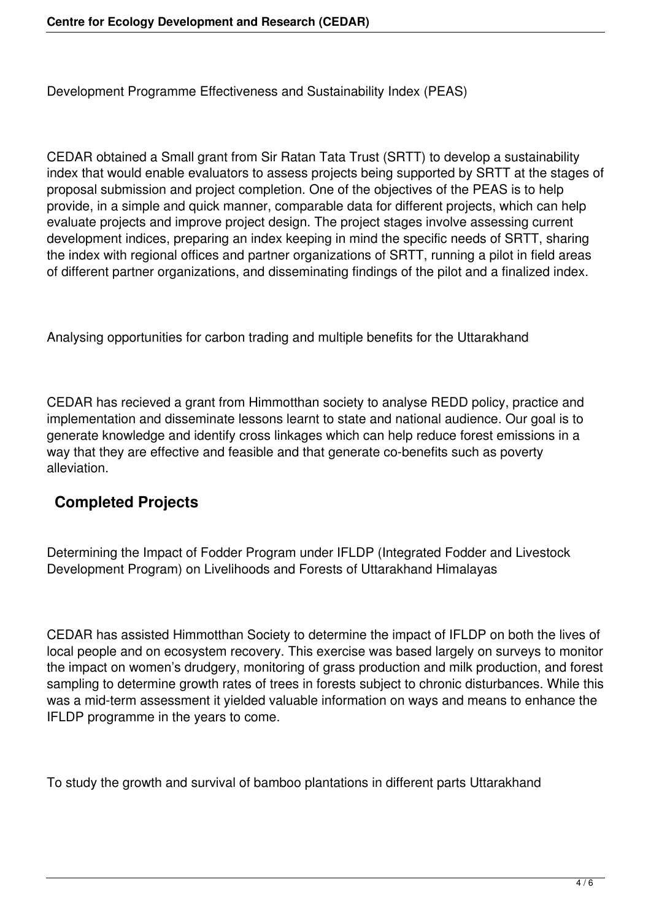Development Programme Effectiveness and Sustainability Index (PEAS)

CEDAR obtained a Small grant from Sir Ratan Tata Trust (SRTT) to develop a sustainability index that would enable evaluators to assess projects being supported by SRTT at the stages of proposal submission and project completion. One of the objectives of the PEAS is to help provide, in a simple and quick manner, comparable data for different projects, which can help evaluate projects and improve project design. The project stages involve assessing current development indices, preparing an index keeping in mind the specific needs of SRTT, sharing the index with regional offices and partner organizations of SRTT, running a pilot in field areas of different partner organizations, and disseminating findings of the pilot and a finalized index.

Analysing opportunities for carbon trading and multiple benefits for the Uttarakhand

CEDAR has recieved a grant from Himmotthan society to analyse REDD policy, practice and implementation and disseminate lessons learnt to state and national audience. Our goal is to generate knowledge and identify cross linkages which can help reduce forest emissions in a way that they are effective and feasible and that generate co-benefits such as poverty alleviation.

## Completed Projects

Determining the Impact of Fodder Program under IFLDP (Integrated Fodder and Livestock Development Program) on Livelihoods and Forests of Uttarakhand Himalayas

CEDAR has assisted Himmotthan Society to determine the impact of IFLDP on both the lives of local people and on ecosystem recovery. This exercise was based largely on surveys to monitor the impact on women's drudgery, monitoring of grass production and milk production, and forest sampling to determine growth rates of trees in forests subject to chronic disturbances. While this was a mid-term assessment it yielded valuable information on ways and means to enhance the IFLDP programme in the years to come.

To study the growth and survival of bamboo plantations in different parts Uttarakhand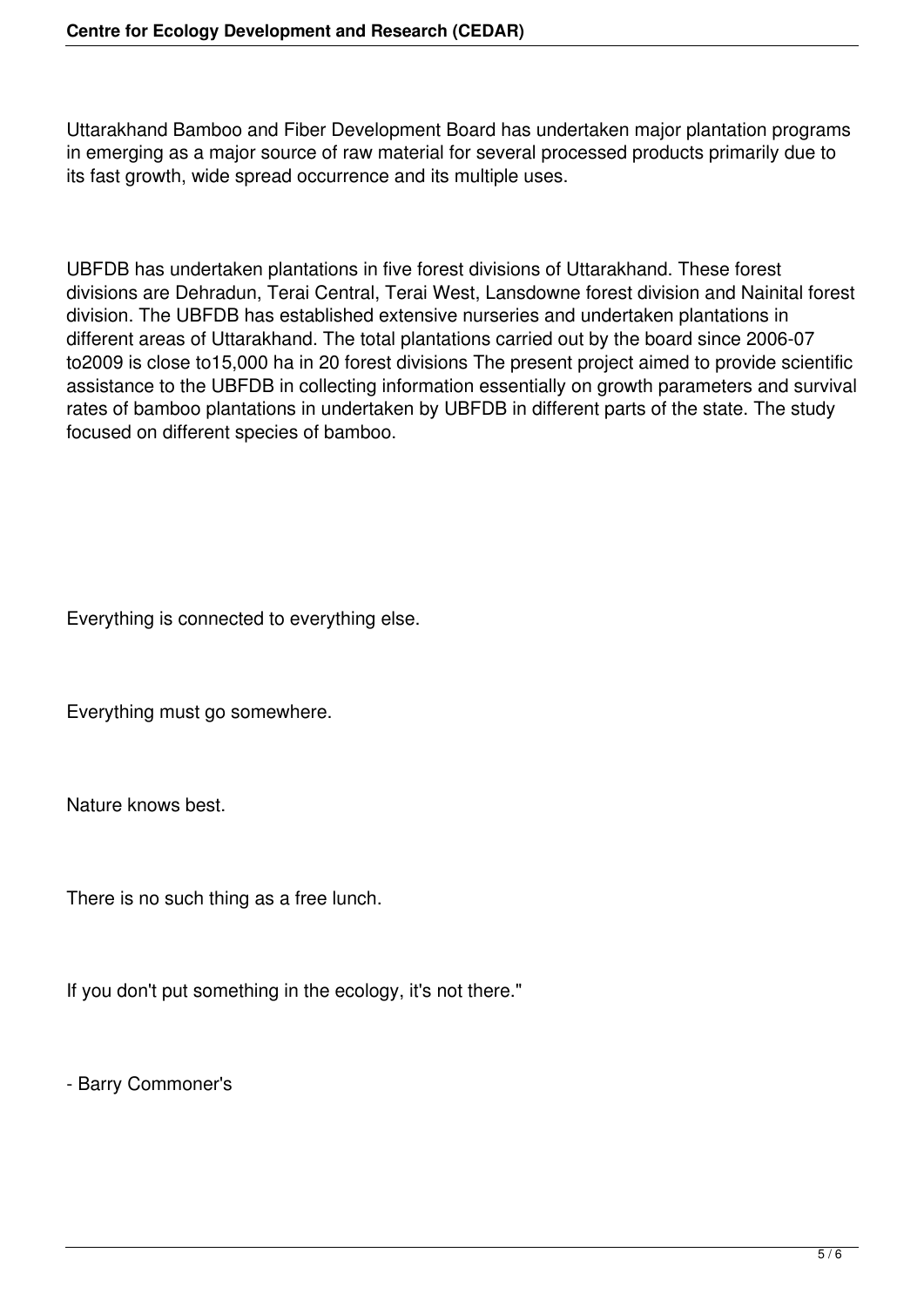Uttarakhand Bamboo and Fiber Development Board has undertaken major plantation programs in emerging as a major source of raw material for several processed products primarily due to its fast growth, wide spread occurrence and its multiple uses.

UBFDB has undertaken plantations in five forest divisions of Uttarakhand. These forest divisions are Dehradun, Terai Central, Terai West, Lansdowne forest division and Nainital forest division. The UBFDB has established extensive nurseries and undertaken plantations in different areas of Uttarakhand. The total plantations carried out by the board since 2006-07 to2009 is close to15,000 ha in 20 forest divisions The present project aimed to provide scientific assistance to the UBFDB in collecting information essentially on growth parameters and survival rates of bamboo plantations in undertaken by UBFDB in different parts of the state. The study focused on different species of bamboo.

Everything is connected to everything else.

Everything must go somewhere.

Nature knows best.

There is no such thing as a free lunch.

If you don't put something in the ecology, it's not there."

- Barry Commoner's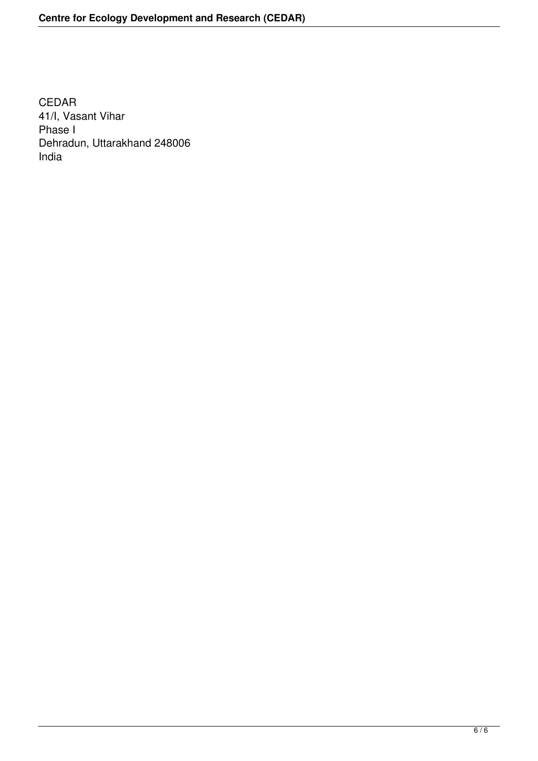CEDAR
41/I, Vasant Vihar
Phase I
Dehradun, Uttarakhand 248006
India